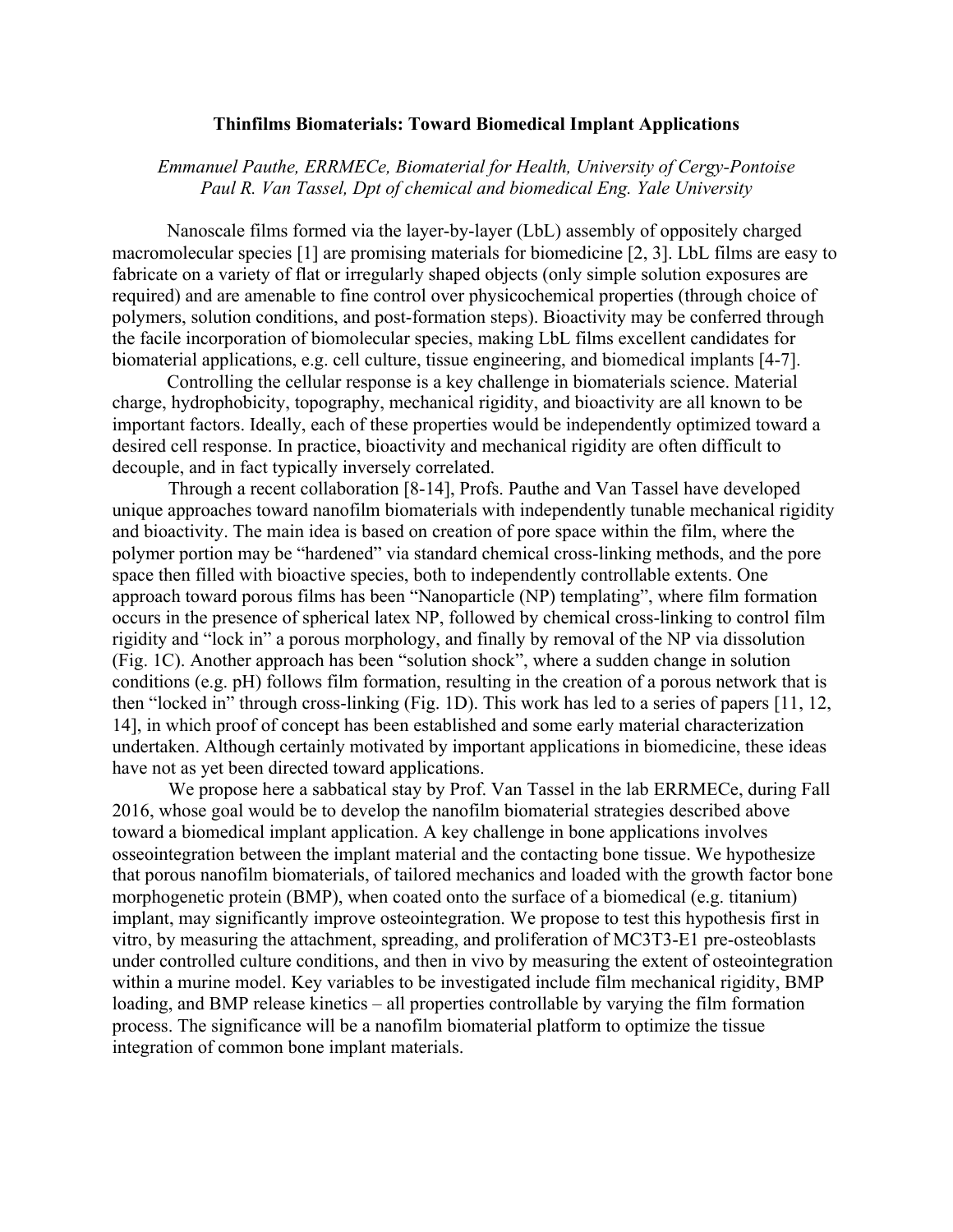# Thinfilms Biomaterials: Toward Biomedical Implant Applications

*Emmanuel Pauthe, ERRMECe, Biomaterial for Health, University of Cergy-Pontoise*
*Paul R. Van Tassel, Dpt of chemical and biomedical Eng. Yale University*

Nanoscale films formed via the layer-by-layer (LbL) assembly of oppositely charged macromolecular species [1] are promising materials for biomedicine [2, 3]. LbL films are easy to fabricate on a variety of flat or irregularly shaped objects (only simple solution exposures are required) and are amenable to fine control over physicochemical properties (through choice of polymers, solution conditions, and post-formation steps). Bioactivity may be conferred through the facile incorporation of biomolecular species, making LbL films excellent candidates for biomaterial applications, e.g. cell culture, tissue engineering, and biomedical implants [4-7].

Controlling the cellular response is a key challenge in biomaterials science. Material charge, hydrophobicity, topography, mechanical rigidity, and bioactivity are all known to be important factors. Ideally, each of these properties would be independently optimized toward a desired cell response. In practice, bioactivity and mechanical rigidity are often difficult to decouple, and in fact typically inversely correlated.

Through a recent collaboration [8-14], Profs. Pauthe and Van Tassel have developed unique approaches toward nanofilm biomaterials with independently tunable mechanical rigidity and bioactivity. The main idea is based on creation of pore space within the film, where the polymer portion may be "hardened" via standard chemical cross-linking methods, and the pore space then filled with bioactive species, both to independently controllable extents. One approach toward porous films has been "Nanoparticle (NP) templating", where film formation occurs in the presence of spherical latex NP, followed by chemical cross-linking to control film rigidity and "lock in" a porous morphology, and finally by removal of the NP via dissolution (Fig. 1C). Another approach has been "solution shock", where a sudden change in solution conditions (e.g. pH) follows film formation, resulting in the creation of a porous network that is then "locked in" through cross-linking (Fig. 1D). This work has led to a series of papers [11, 12, 14], in which proof of concept has been established and some early material characterization undertaken. Although certainly motivated by important applications in biomedicine, these ideas have not as yet been directed toward applications.

We propose here a sabbatical stay by Prof. Van Tassel in the lab ERRMECe, during Fall 2016, whose goal would be to develop the nanofilm biomaterial strategies described above toward a biomedical implant application. A key challenge in bone applications involves osseointegration between the implant material and the contacting bone tissue. We hypothesize that porous nanofilm biomaterials, of tailored mechanics and loaded with the growth factor bone morphogenetic protein (BMP), when coated onto the surface of a biomedical (e.g. titanium) implant, may significantly improve osteointegration. We propose to test this hypothesis first in vitro, by measuring the attachment, spreading, and proliferation of MC3T3-E1 pre-osteoblasts under controlled culture conditions, and then in vivo by measuring the extent of osteointegration within a murine model. Key variables to be investigated include film mechanical rigidity, BMP loading, and BMP release kinetics – all properties controllable by varying the film formation process. The significance will be a nanofilm biomaterial platform to optimize the tissue integration of common bone implant materials.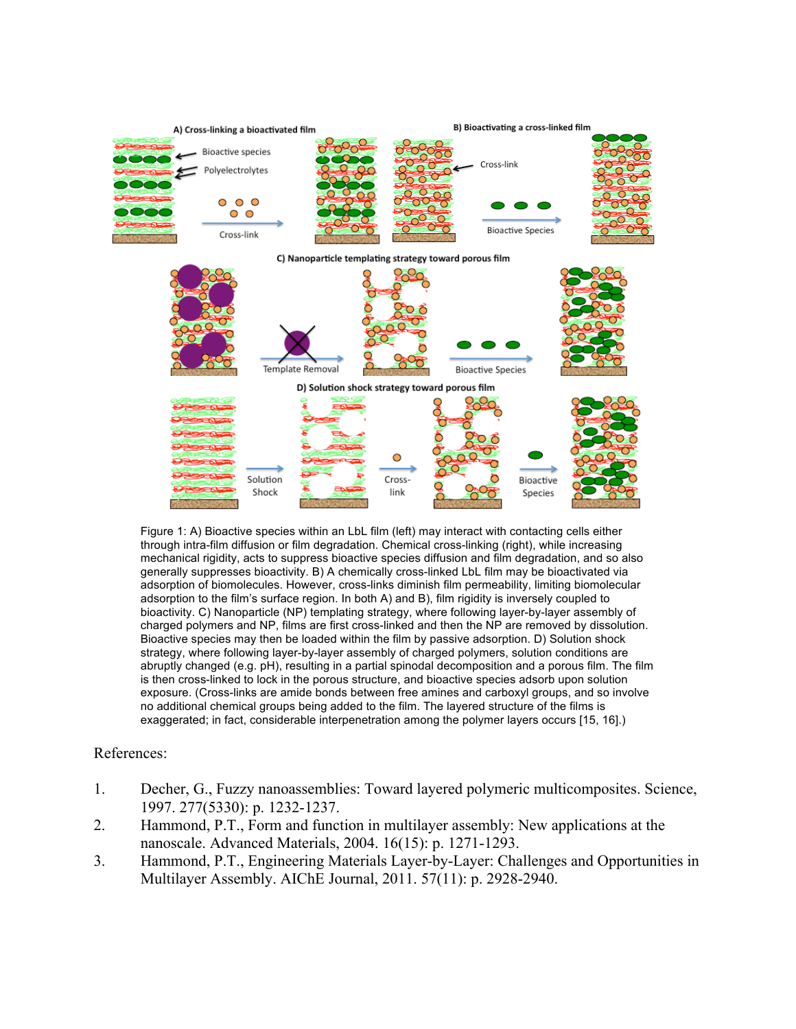Figure 1: A) Bioactive species within an LbL film (left) may interact with contacting cells either through intra-film diffusion or film degradation. Chemical cross-linking (right), while increasing mechanical rigidity, acts to suppress bioactive species diffusion and film degradation, and so also generally suppresses bioactivity. B) A chemically cross-linked LbL film may be bioactivated via adsorption of biomolecules. However, cross-links diminish film permeability, limiting biomolecular adsorption to the film's surface region. In both A) and B), film rigidity is inversely coupled to bioactivity. C) Nanoparticle (NP) templating strategy, where following layer-by-layer assembly of charged polymers and NP, films are first cross-linked and then the NP are removed by dissolution. Bioactive species may then be loaded within the film by passive adsorption. D) Solution shock strategy, where following layer-by-layer assembly of charged polymers, solution conditions are abruptly changed (e.g. pH), resulting in a partial spinodal decomposition and a porous film. The film is then cross-linked to lock in the porous structure, and bioactive species adsorb upon solution exposure. (Cross-links are amide bonds between free amines and carboxyl groups, and so involve no additional chemical groups being added to the film. The layered structure of the films is exaggerated; in fact, considerable interpenetration among the polymer layers occurs [15, 16].)

References:

1. Decher, G., Fuzzy nanoassemblies: Toward layered polymeric multicomposites. Science, 1997. 277(5330): p. 1232-1237.
2. Hammond, P.T., Form and function in multilayer assembly: New applications at the nanoscale. Advanced Materials, 2004. 16(15): p. 1271-1293.
3. Hammond, P.T., Engineering Materials Layer-by-Layer: Challenges and Opportunities in Multilayer Assembly. AIChE Journal, 2011. 57(11): p. 2928-2940.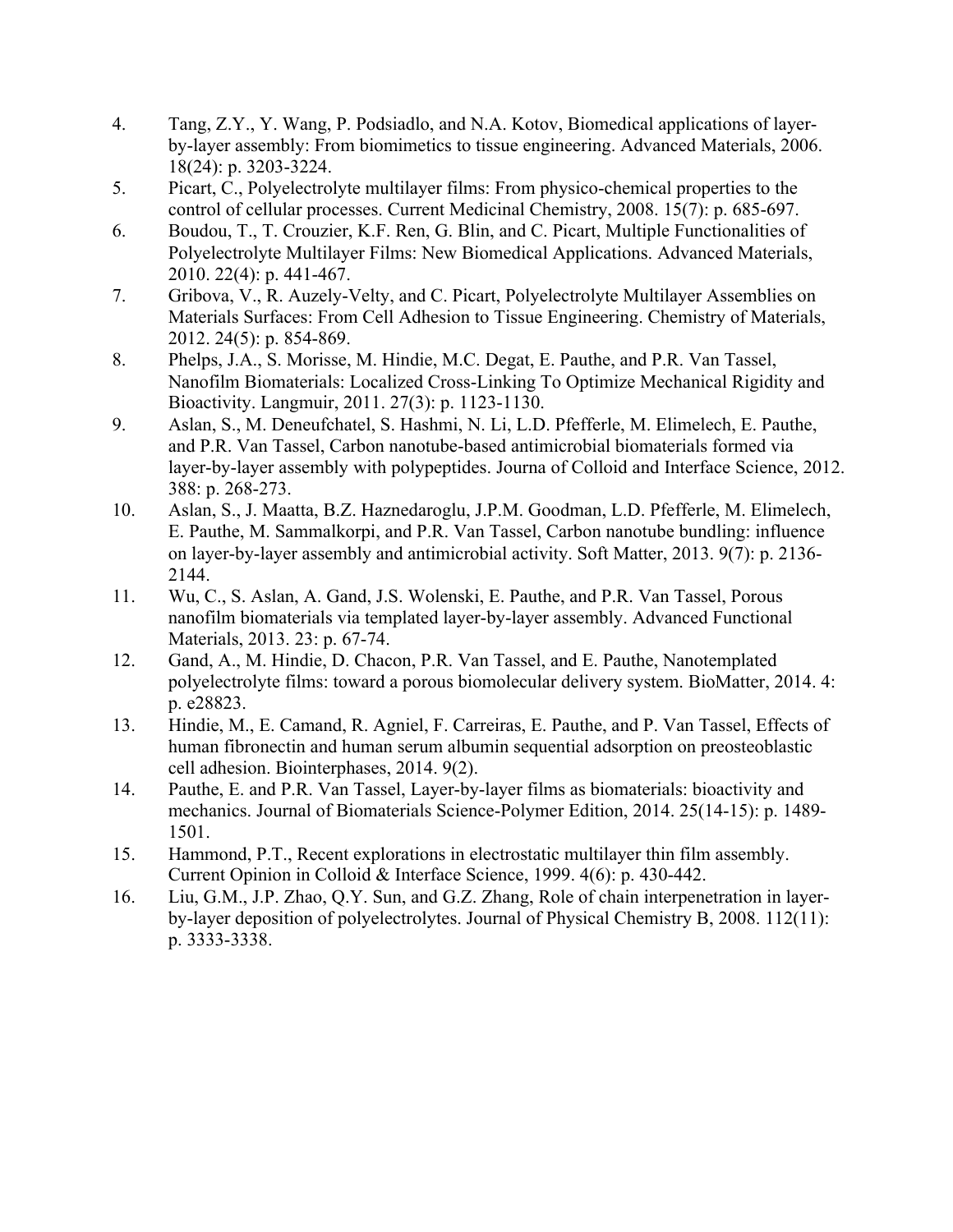4. Tang, Z.Y., Y. Wang, P. Podsiadlo, and N.A. Kotov, Biomedical applications of layer-by-layer assembly: From biomimetics to tissue engineering. Advanced Materials, 2006. 18(24): p. 3203-3224.
5. Picart, C., Polyelectrolyte multilayer films: From physico-chemical properties to the control of cellular processes. Current Medicinal Chemistry, 2008. 15(7): p. 685-697.
6. Boudou, T., T. Crouzier, K.F. Ren, G. Blin, and C. Picart, Multiple Functionalities of Polyelectrolyte Multilayer Films: New Biomedical Applications. Advanced Materials, 2010. 22(4): p. 441-467.
7. Gribova, V., R. Auzely-Velty, and C. Picart, Polyelectrolyte Multilayer Assemblies on Materials Surfaces: From Cell Adhesion to Tissue Engineering. Chemistry of Materials, 2012. 24(5): p. 854-869.
8. Phelps, J.A., S. Morisse, M. Hindie, M.C. Degat, E. Pauthe, and P.R. Van Tassel, Nanofilm Biomaterials: Localized Cross-Linking To Optimize Mechanical Rigidity and Bioactivity. Langmuir, 2011. 27(3): p. 1123-1130.
9. Aslan, S., M. Deneufchatel, S. Hashmi, N. Li, L.D. Pfefferle, M. Elimelech, E. Pauthe, and P.R. Van Tassel, Carbon nanotube-based antimicrobial biomaterials formed via layer-by-layer assembly with polypeptides. Journa of Colloid and Interface Science, 2012. 388: p. 268-273.
10. Aslan, S., J. Maatta, B.Z. Haznedaroglu, J.P.M. Goodman, L.D. Pfefferle, M. Elimelech, E. Pauthe, M. Sammalkorpi, and P.R. Van Tassel, Carbon nanotube bundling: influence on layer-by-layer assembly and antimicrobial activity. Soft Matter, 2013. 9(7): p. 2136-2144.
11. Wu, C., S. Aslan, A. Gand, J.S. Wolenski, E. Pauthe, and P.R. Van Tassel, Porous nanofilm biomaterials via templated layer-by-layer assembly. Advanced Functional Materials, 2013. 23: p. 67-74.
12. Gand, A., M. Hindie, D. Chacon, P.R. Van Tassel, and E. Pauthe, Nanotemplated polyelectrolyte films: toward a porous biomolecular delivery system. BioMatter, 2014. 4: p. e28823.
13. Hindie, M., E. Camand, R. Agniel, F. Carreiras, E. Pauthe, and P. Van Tassel, Effects of human fibronectin and human serum albumin sequential adsorption on preosteoblastic cell adhesion. Biointerphases, 2014. 9(2).
14. Pauthe, E. and P.R. Van Tassel, Layer-by-layer films as biomaterials: bioactivity and mechanics. Journal of Biomaterials Science-Polymer Edition, 2014. 25(14-15): p. 1489-1501.
15. Hammond, P.T., Recent explorations in electrostatic multilayer thin film assembly. Current Opinion in Colloid & Interface Science, 1999. 4(6): p. 430-442.
16. Liu, G.M., J.P. Zhao, Q.Y. Sun, and G.Z. Zhang, Role of chain interpenetration in layer-by-layer deposition of polyelectrolytes. Journal of Physical Chemistry B, 2008. 112(11): p. 3333-3338.